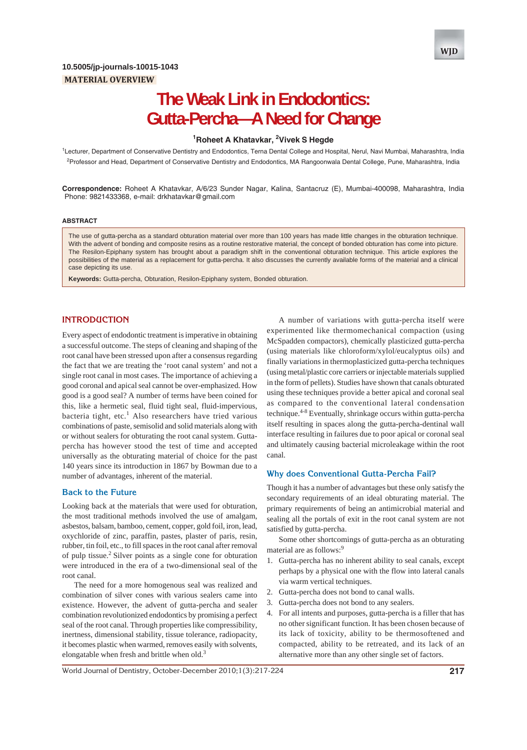10.5005/jp-journals-10015-1043

MATERIAL OVERVIEW

# The Weak Link in Endodontics: Gutta-Percha—A Need for Change

[1]Roheet A Khatavkar, [2]Vivek S Hegde

[1]Lecturer, Department of Conservative Dentistry and Endodontics, Terna Dental College and Hospital, Nerul, Navi Mumbai, Maharashtra, India

[2]Professor and Head, Department of Conservative Dentistry and Endodontics, MA Rangoonwala Dental College, Pune, Maharashtra, India

**Correspondence:** Roheet A Khatavkar, A/6/23 Sunder Nagar, Kalina, Santacruz (E), Mumbai-400098, Maharashtra, India Phone: 9821433368, e-mail: drkhatavkar@gmail.com

## ABSTRACT

The use of gutta-percha as a standard obturation material over more than 100 years has made little changes in the obturation technique. With the advent of bonding and composite resins as a routine restorative material, the concept of bonded obturation has come into picture. The Resilon-Epiphany system has brought about a paradigm shift in the conventional obturation technique. This article explores the possibilities of the material as a replacement for gutta-percha. It also discusses the currently available forms of the material and a clinical case depicting its use.

**Keywords:** Gutta-percha, Obturation, Resilon-Epiphany system, Bonded obturation.

## INTRODUCTION

Every aspect of endodontic treatment is imperative in obtaining a successful outcome. The steps of cleaning and shaping of the root canal have been stressed upon after a consensus regarding the fact that we are treating the 'root canal system' and not a single root canal in most cases. The importance of achieving a good coronal and apical seal cannot be over-emphasized. How good is a good seal? A number of terms have been coined for this, like a hermetic seal, fluid tight seal, fluid-impervious, bacteria tight, etc.[1] Also researchers have tried various combinations of paste, semisolid and solid materials along with or without sealers for obturating the root canal system. Gutta-percha has however stood the test of time and accepted universally as the obturating material of choice for the past 140 years since its introduction in 1867 by Bowman due to a number of advantages, inherent of the material.

### Back to the Future

Looking back at the materials that were used for obturation, the most traditional methods involved the use of amalgam, asbestos, balsam, bamboo, cement, copper, gold foil, iron, lead, oxychloride of zinc, paraffin, pastes, plaster of paris, resin, rubber, tin foil, etc., to fill spaces in the root canal after removal of pulp tissue.[2] Silver points as a single cone for obturation were introduced in the era of a two-dimensional seal of the root canal.

The need for a more homogenous seal was realized and combination of silver cones with various sealers came into existence. However, the advent of gutta-percha and sealer combination revolutionized endodontics by promising a perfect seal of the root canal. Through properties like compressibility, inertness, dimensional stability, tissue tolerance, radiopacity, it becomes plastic when warmed, removes easily with solvents, elongatable when fresh and brittle when old.[3]

A number of variations with gutta-percha itself were experimented like thermomechanical compaction (using McSpadden compactors), chemically plasticized gutta-percha (using materials like chloroform/xylol/eucalyptus oils) and finally variations in thermoplasticized gutta-percha techniques (using metal/plastic core carriers or injectable materials supplied in the form of pellets). Studies have shown that canals obturated using these techniques provide a better apical and coronal seal as compared to the conventional lateral condensation technique.[4-8] Eventually, shrinkage occurs within gutta-percha itself resulting in spaces along the gutta-percha-dentinal wall interface resulting in failures due to poor apical or coronal seal and ultimately causing bacterial microleakage within the root canal.

### Why does Conventional Gutta-Percha Fail?

Though it has a number of advantages but these only satisfy the secondary requirements of an ideal obturating material. The primary requirements of being an antimicrobial material and sealing all the portals of exit in the root canal system are not satisfied by gutta-percha.

Some other shortcomings of gutta-percha as an obturating material are as follows:[9]

1. Gutta-percha has no inherent ability to seal canals, except perhaps by a physical one with the flow into lateral canals via warm vertical techniques.
2. Gutta-percha does not bond to canal walls.
3. Gutta-percha does not bond to any sealers.
4. For all intents and purposes, gutta-percha is a filler that has no other significant function. It has been chosen because of its lack of toxicity, ability to be thermosoftened and compacted, ability to be retreated, and its lack of an alternative more than any other single set of factors.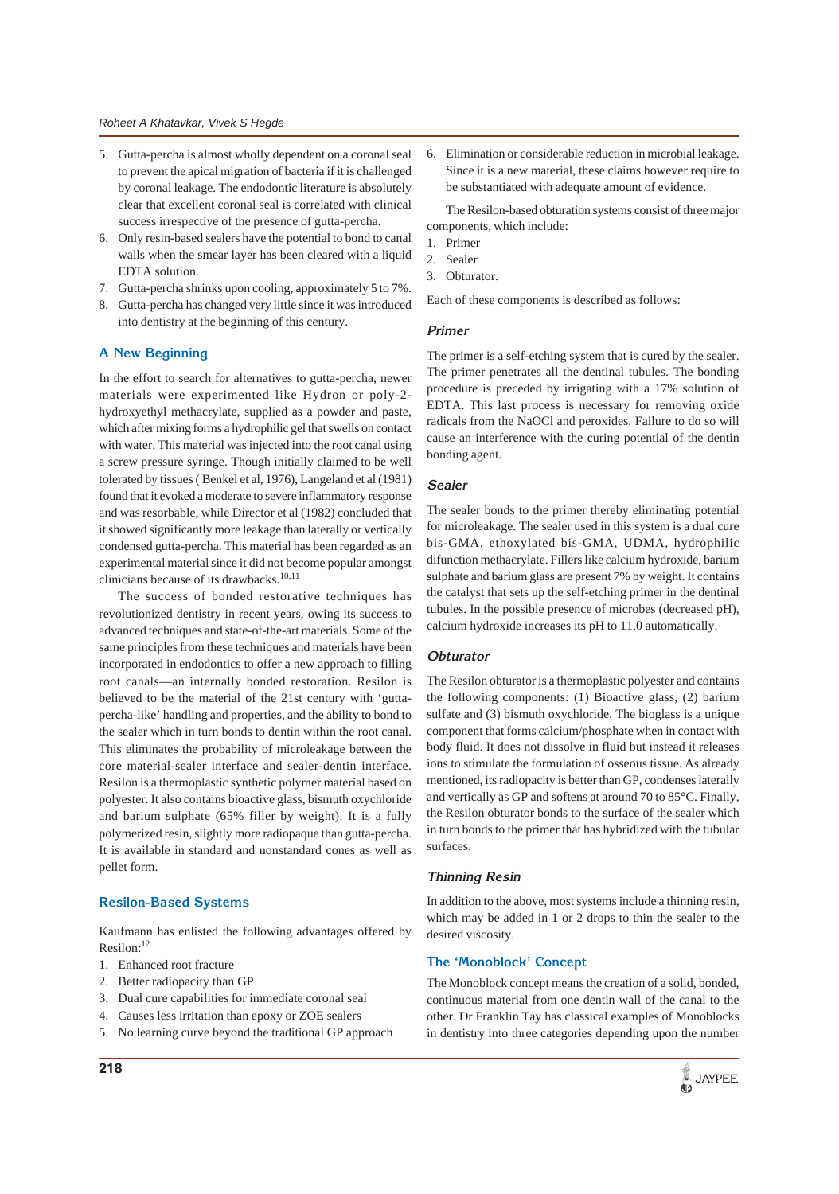5. Gutta-percha is almost wholly dependent on a coronal seal to prevent the apical migration of bacteria if it is challenged by coronal leakage. The endodontic literature is absolutely clear that excellent coronal seal is correlated with clinical success irrespective of the presence of gutta-percha.
6. Only resin-based sealers have the potential to bond to canal walls when the smear layer has been cleared with a liquid EDTA solution.
7. Gutta-percha shrinks upon cooling, approximately 5 to 7%.
8. Gutta-percha has changed very little since it was introduced into dentistry at the beginning of this century.

## A New Beginning

In the effort to search for alternatives to gutta-percha, newer materials were experimented like Hydron or poly-2-hydroxyethyl methacrylate, supplied as a powder and paste, which after mixing forms a hydrophilic gel that swells on contact with water. This material was injected into the root canal using a screw pressure syringe. Though initially claimed to be well tolerated by tissues ( Benkel et al, 1976), Langeland et al (1981) found that it evoked a moderate to severe inflammatory response and was resorbable, while Director et al (1982) concluded that it showed significantly more leakage than laterally or vertically condensed gutta-percha. This material has been regarded as an experimental material since it did not become popular amongst clinicians because of its drawbacks.[10,11]

The success of bonded restorative techniques has revolutionized dentistry in recent years, owing its success to advanced techniques and state-of-the-art materials. Some of the same principles from these techniques and materials have been incorporated in endodontics to offer a new approach to filling root canals—an internally bonded restoration. Resilon is believed to be the material of the 21st century with 'gutta-percha-like' handling and properties, and the ability to bond to the sealer which in turn bonds to dentin within the root canal. This eliminates the probability of microleakage between the core material-sealer interface and sealer-dentin interface. Resilon is a thermoplastic synthetic polymer material based on polyester. It also contains bioactive glass, bismuth oxychloride and barium sulphate (65% filler by weight). It is a fully polymerized resin, slightly more radiopaque than gutta-percha. It is available in standard and nonstandard cones as well as pellet form.

## Resilon-Based Systems

Kaufmann has enlisted the following advantages offered by Resilon:[12]

1. Enhanced root fracture
2. Better radiopacity than GP
3. Dual cure capabilities for immediate coronal seal
4. Causes less irritation than epoxy or ZOE sealers
5. No learning curve beyond the traditional GP approach
6. Elimination or considerable reduction in microbial leakage. Since it is a new material, these claims however require to be substantiated with adequate amount of evidence.

The Resilon-based obturation systems consist of three major components, which include:

1. Primer
2. Sealer
3. Obturator.

Each of these components is described as follows:

### *Primer*

The primer is a self-etching system that is cured by the sealer. The primer penetrates all the dentinal tubules. The bonding procedure is preceded by irrigating with a 17% solution of EDTA. This last process is necessary for removing oxide radicals from the NaOCl and peroxides. Failure to do so will cause an interference with the curing potential of the dentin bonding agent.

### *Sealer*

The sealer bonds to the primer thereby eliminating potential for microleakage. The sealer used in this system is a dual cure bis-GMA, ethoxylated bis-GMA, UDMA, hydrophilic difunction methacrylate. Fillers like calcium hydroxide, barium sulphate and barium glass are present 7% by weight. It contains the catalyst that sets up the self-etching primer in the dentinal tubules. In the possible presence of microbes (decreased pH), calcium hydroxide increases its pH to 11.0 automatically.

### *Obturator*

The Resilon obturator is a thermoplastic polyester and contains the following components: (1) Bioactive glass, (2) barium sulfate and (3) bismuth oxychloride. The bioglass is a unique component that forms calcium/phosphate when in contact with body fluid. It does not dissolve in fluid but instead it releases ions to stimulate the formulation of osseous tissue. As already mentioned, its radiopacity is better than GP, condenses laterally and vertically as GP and softens at around 70 to 85°C. Finally, the Resilon obturator bonds to the surface of the sealer which in turn bonds to the primer that has hybridized with the tubular surfaces.

### *Thinning Resin*

In addition to the above, most systems include a thinning resin, which may be added in 1 or 2 drops to thin the sealer to the desired viscosity.

## The 'Monoblock' Concept

The Monoblock concept means the creation of a solid, bonded, continuous material from one dentin wall of the canal to the other. Dr Franklin Tay has classical examples of Monoblocks in dentistry into three categories depending upon the number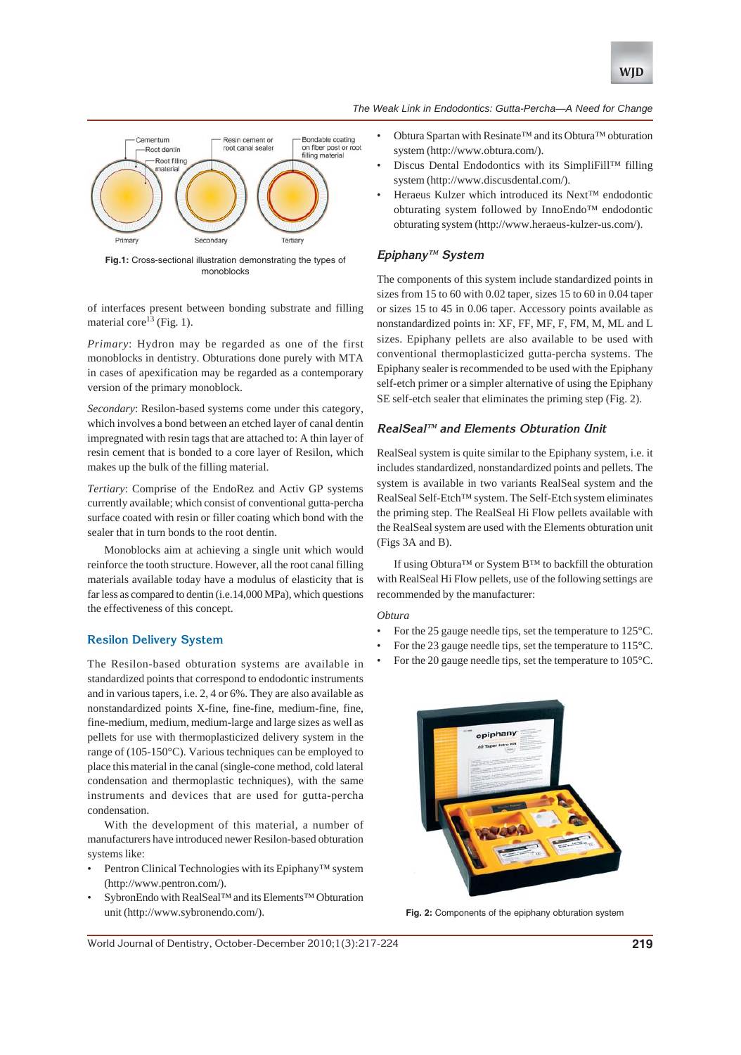Fig.1: Cross-sectional illustration demonstrating the types of monoblocks

of interfaces present between bonding substrate and filling material core[13] (Fig. 1).

*Primary*: Hydron may be regarded as one of the first monoblocks in dentistry. Obturations done purely with MTA in cases of apexification may be regarded as a contemporary version of the primary monoblock.

*Secondary*: Resilon-based systems come under this category, which involves a bond between an etched layer of canal dentin impregnated with resin tags that are attached to: A thin layer of resin cement that is bonded to a core layer of Resilon, which makes up the bulk of the filling material.

*Tertiary*: Comprise of the EndoRez and Activ GP systems currently available; which consist of conventional gutta-percha surface coated with resin or filler coating which bond with the sealer that in turn bonds to the root dentin.

Monoblocks aim at achieving a single unit which would reinforce the tooth structure. However, all the root canal filling materials available today have a modulus of elasticity that is far less as compared to dentin (i.e.14,000 MPa), which questions the effectiveness of this concept.

## Resilon Delivery System

The Resilon-based obturation systems are available in standardized points that correspond to endodontic instruments and in various tapers, i.e. 2, 4 or 6%. They are also available as nonstandardized points X-fine, fine-fine, medium-fine, fine, fine-medium, medium, medium-large and large sizes as well as pellets for use with thermoplasticized delivery system in the range of (105-150°C). Various techniques can be employed to place this material in the canal (single-cone method, cold lateral condensation and thermoplastic techniques), with the same instruments and devices that are used for gutta-percha condensation.

With the development of this material, a number of manufacturers have introduced newer Resilon-based obturation systems like:

- Pentron Clinical Technologies with its Epiphany™ system (http://www.pentron.com/).
- SybronEndo with RealSeal™ and its Elements™ Obturation unit (http://www.sybronendo.com/).
- Obtura Spartan with Resinate™ and its Obtura™ obturation system (http://www.obtura.com/).
- Discus Dental Endodontics with its SimpliFill™ filling system (http://www.discusdental.com/).
- Heraeus Kulzer which introduced its Next™ endodontic obturating system followed by InnoEndo™ endodontic obturating system (http://www.heraeus-kulzer-us.com/).

### *Epiphany™ System*

The components of this system include standardized points in sizes from 15 to 60 with 0.02 taper, sizes 15 to 60 in 0.04 taper or sizes 15 to 45 in 0.06 taper. Accessory points available as nonstandardized points in: XF, FF, MF, F, FM, M, ML and L sizes. Epiphany pellets are also available to be used with conventional thermoplasticized gutta-percha systems. The Epiphany sealer is recommended to be used with the Epiphany self-etch primer or a simpler alternative of using the Epiphany SE self-etch sealer that eliminates the priming step (Fig. 2).

### *RealSeal™ and Elements Obturation Unit*

RealSeal system is quite similar to the Epiphany system, i.e. it includes standardized, nonstandardized points and pellets. The system is available in two variants RealSeal system and the RealSeal Self-Etch™ system. The Self-Etch system eliminates the priming step. The RealSeal Hi Flow pellets available with the RealSeal system are used with the Elements obturation unit (Figs 3A and B).

If using Obtura™ or System B™ to backfill the obturation with RealSeal Hi Flow pellets, use of the following settings are recommended by the manufacturer:

*Obtura*

- For the 25 gauge needle tips, set the temperature to 125°C.
- For the 23 gauge needle tips, set the temperature to 115°C.
- For the 20 gauge needle tips, set the temperature to 105°C.

**Fig. 2:** Components of the epiphany obturation system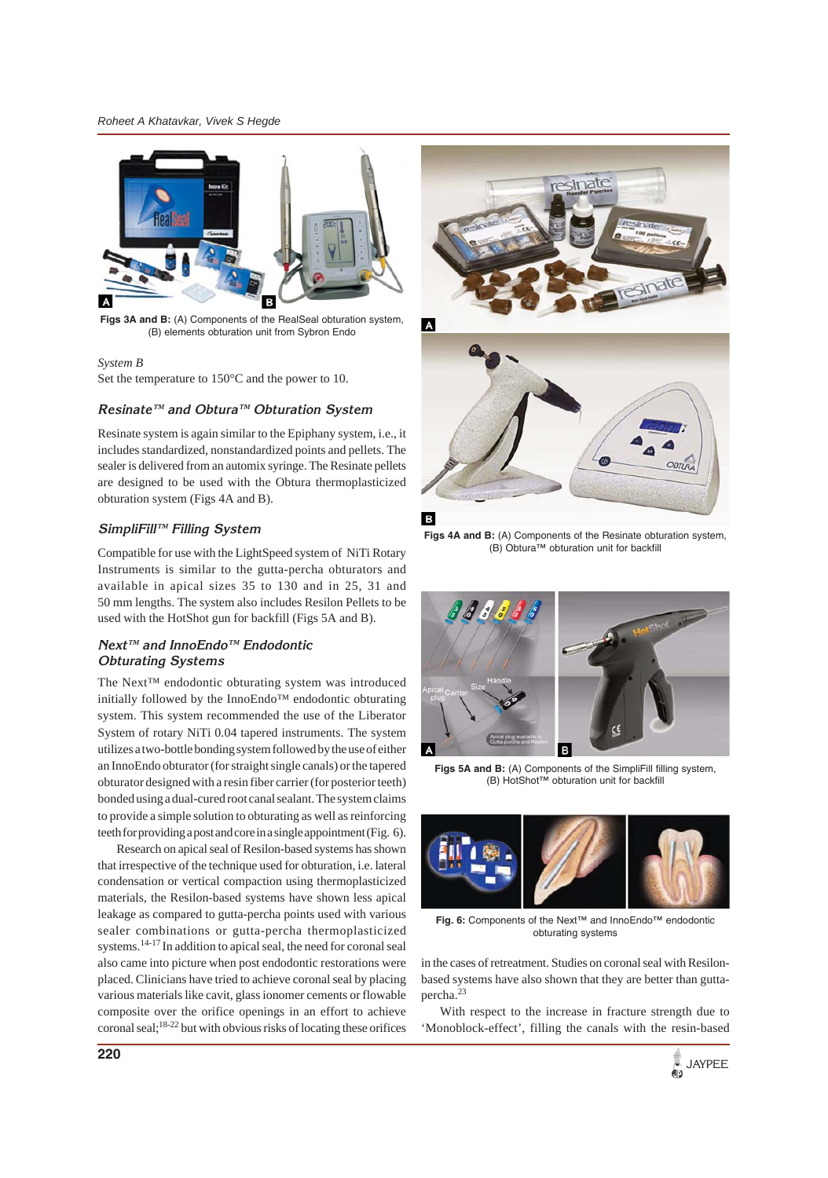Figs 3A and B: (A) Components of the RealSeal obturation system, (B) elements obturation unit from Sybron Endo

*System B*

Set the temperature to 150°C and the power to 10.

### Resinate™ and Obtura™ Obturation System

Resinate system is again similar to the Epiphany system, i.e., it includes standardized, nonstandardized points and pellets. The sealer is delivered from an automix syringe. The Resinate pellets are designed to be used with the Obtura thermoplasticized obturation system (Figs 4A and B).

### SimpliFill™ Filling System

Compatible for use with the LightSpeed system of NiTi Rotary Instruments is similar to the gutta-percha obturators and available in apical sizes 35 to 130 and in 25, 31 and 50 mm lengths. The system also includes Resilon Pellets to be used with the HotShot gun for backfill (Figs 5A and B).

### Next™ and InnoEndo™ Endodontic Obturating Systems

The Next™ endodontic obturating system was introduced initially followed by the InnoEndo™ endodontic obturating system. This system recommended the use of the Liberator System of rotary NiTi 0.04 tapered instruments. The system utilizes a two-bottle bonding system followed by the use of either an InnoEndo obturator (for straight single canals) or the tapered obturator designed with a resin fiber carrier (for posterior teeth) bonded using a dual-cured root canal sealant. The system claims to provide a simple solution to obturating as well as reinforcing teeth for providing a post and core in a single appointment (Fig. 6).

Research on apical seal of Resilon-based systems has shown that irrespective of the technique used for obturation, i.e. lateral condensation or vertical compaction using thermoplasticized materials, the Resilon-based systems have shown less apical leakage as compared to gutta-percha points used with various sealer combinations or gutta-percha thermoplasticized systems.[14-17] In addition to apical seal, the need for coronal seal also came into picture when post endodontic restorations were placed. Clinicians have tried to achieve coronal seal by placing various materials like cavit, glass ionomer cements or flowable composite over the orifice openings in an effort to achieve coronal seal;[18-22] but with obvious risks of locating these orifices in the cases of retreatment. Studies on coronal seal with Resilon-based systems have also shown that they are better than gutta-percha.[23]

Figs 4A and B: (A) Components of the Resinate obturation system, (B) Obtura™ obturation unit for backfill

Figs 5A and B: (A) Components of the SimpliFill filling system, (B) HotShot™ obturation unit for backfill

Fig. 6: Components of the Next™ and InnoEndo™ endodontic obturating systems

With respect to the increase in fracture strength due to 'Monoblock-effect', filling the canals with the resin-based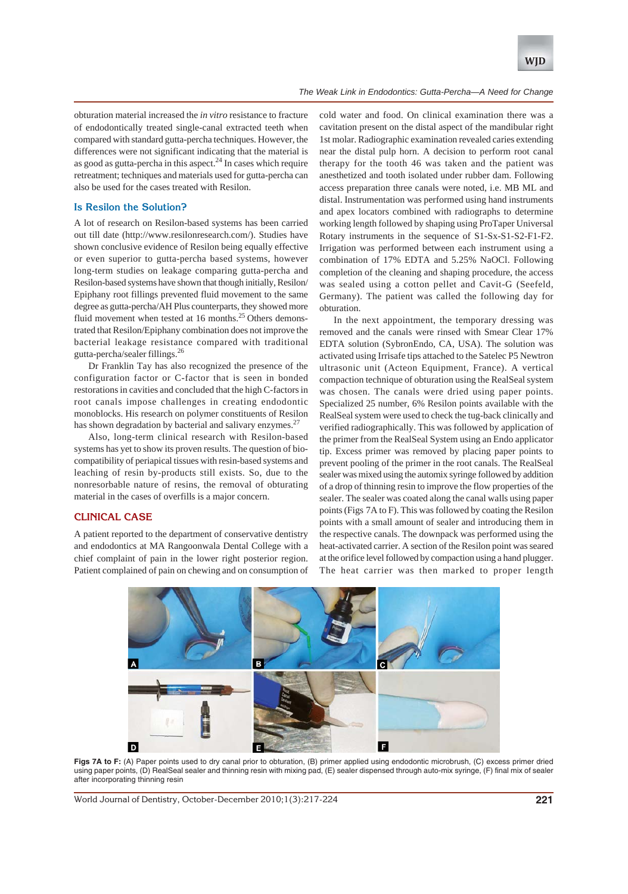obturation material increased the *in vitro* resistance to fracture of endodontically treated single-canal extracted teeth when compared with standard gutta-percha techniques. However, the differences were not significant indicating that the material is as good as gutta-percha in this aspect.[24] In cases which require retreatment; techniques and materials used for gutta-percha can also be used for the cases treated with Resilon.

### Is Resilon the Solution?

A lot of research on Resilon-based systems has been carried out till date (http://www.resilonresearch.com/). Studies have shown conclusive evidence of Resilon being equally effective or even superior to gutta-percha based systems, however long-term studies on leakage comparing gutta-percha and Resilon-based systems have shown that though initially, Resilon/ Epiphany root fillings prevented fluid movement to the same degree as gutta-percha/AH Plus counterparts, they showed more fluid movement when tested at 16 months.[25] Others demonstrated that Resilon/Epiphany combination does not improve the bacterial leakage resistance compared with traditional gutta-percha/sealer fillings.[26]

Dr Franklin Tay has also recognized the presence of the configuration factor or C-factor that is seen in bonded restorations in cavities and concluded that the high C-factors in root canals impose challenges in creating endodontic monoblocks. His research on polymer constituents of Resilon has shown degradation by bacterial and salivary enzymes.[27]

Also, long-term clinical research with Resilon-based systems has yet to show its proven results. The question of biocompatibility of periapical tissues with resin-based systems and leaching of resin by-products still exists. So, due to the nonresorbable nature of resins, the removal of obturating material in the cases of overfills is a major concern.

## CLINICAL CASE

A patient reported to the department of conservative dentistry and endodontics at MA Rangoonwala Dental College with a chief complaint of pain in the lower right posterior region. Patient complained of pain on chewing and on consumption of cold water and food. On clinical examination there was a cavitation present on the distal aspect of the mandibular right 1st molar. Radiographic examination revealed caries extending near the distal pulp horn. A decision to perform root canal therapy for the tooth 46 was taken and the patient was anesthetized and tooth isolated under rubber dam. Following access preparation three canals were noted, i.e. MB ML and distal. Instrumentation was performed using hand instruments and apex locators combined with radiographs to determine working length followed by shaping using ProTaper Universal Rotary instruments in the sequence of S1-Sx-S1-S2-F1-F2. Irrigation was performed between each instrument using a combination of 17% EDTA and 5.25% NaOCl. Following completion of the cleaning and shaping procedure, the access was sealed using a cotton pellet and Cavit-G (Seefeld, Germany). The patient was called the following day for obturation.

In the next appointment, the temporary dressing was removed and the canals were rinsed with Smear Clear 17% EDTA solution (SybronEndo, CA, USA). The solution was activated using Irrisafe tips attached to the Satelec P5 Newtron ultrasonic unit (Acteon Equipment, France). A vertical compaction technique of obturation using the RealSeal system was chosen. The canals were dried using paper points. Specialized 25 number, 6% Resilon points available with the RealSeal system were used to check the tug-back clinically and verified radiographically. This was followed by application of the primer from the RealSeal System using an Endo applicator tip. Excess primer was removed by placing paper points to prevent pooling of the primer in the root canals. The RealSeal sealer was mixed using the automix syringe followed by addition of a drop of thinning resin to improve the flow properties of the sealer. The sealer was coated along the canal walls using paper points (Figs 7A to F). This was followed by coating the Resilon points with a small amount of sealer and introducing them in the respective canals. The downpack was performed using the heat-activated carrier. A section of the Resilon point was seared at the orifice level followed by compaction using a hand plugger. The heat carrier was then marked to proper length

**Figs 7A to F:** (A) Paper points used to dry canal prior to obturation, (B) primer applied using endodontic microbrush, (C) excess primer dried using paper points, (D) RealSeal sealer and thinning resin with mixing pad, (E) sealer dispensed through auto-mix syringe, (F) final mix of sealer after incorporating thinning resin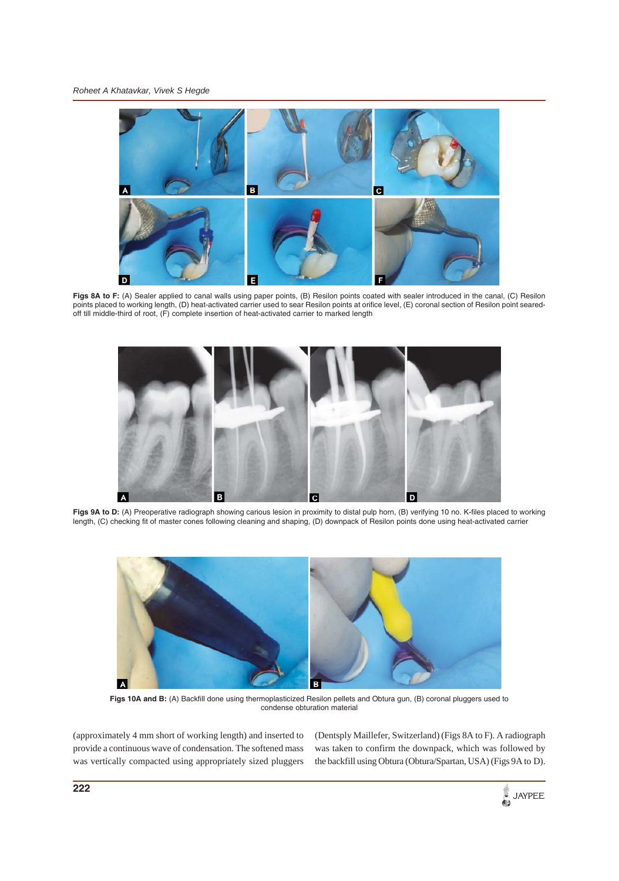**Figs 8A to F:** (A) Sealer applied to canal walls using paper points, (B) Resilon points coated with sealer introduced in the canal, (C) Resilon points placed to working length, (D) heat-activated carrier used to sear Resilon points at orifice level, (E) coronal section of Resilon point seared-off till middle-third of root, (F) complete insertion of heat-activated carrier to marked length

**Figs 9A to D:** (A) Preoperative radiograph showing carious lesion in proximity to distal pulp horn, (B) verifying 10 no. K-files placed to working length, (C) checking fit of master cones following cleaning and shaping, (D) downpack of Resilon points done using heat-activated carrier

**Figs 10A and B:** (A) Backfill done using thermoplasticized Resilon pellets and Obtura gun, (B) coronal pluggers used to condense obturation material

(approximately 4 mm short of working length) and inserted to provide a continuous wave of condensation. The softened mass was vertically compacted using appropriately sized pluggers (Dentsply Maillefer, Switzerland) (Figs 8A to F). A radiograph was taken to confirm the downpack, which was followed by the backfill using Obtura (Obtura/Spartan, USA) (Figs 9A to D).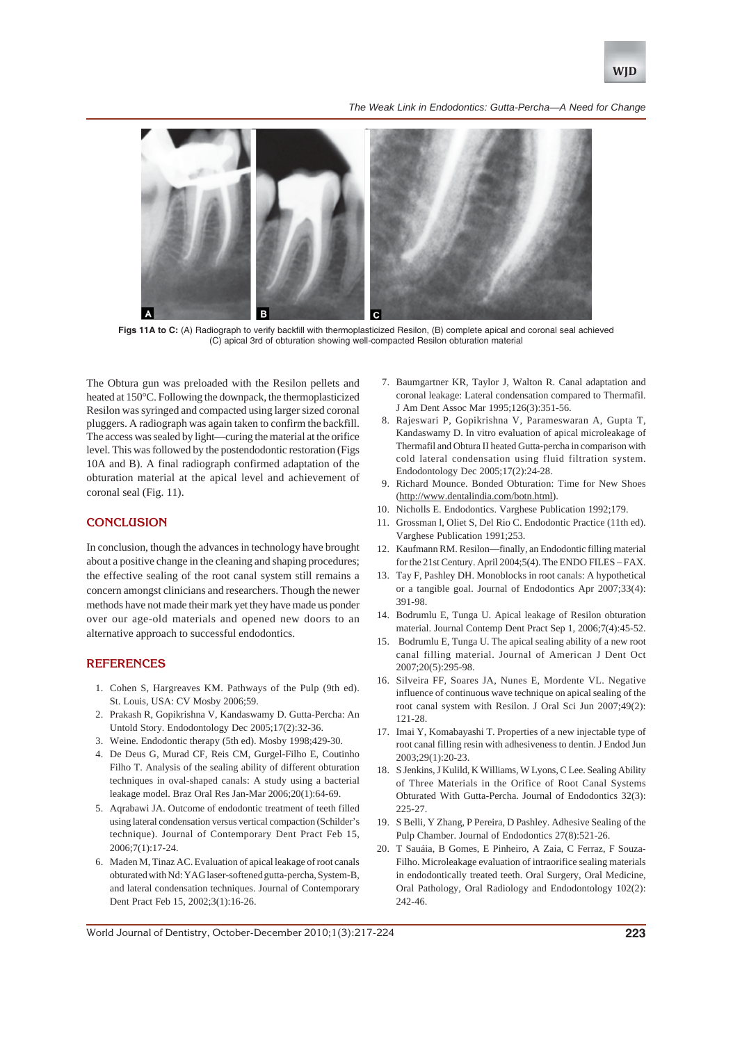Figs 11A to C: (A) Radiograph to verify backfill with thermoplasticized Resilon, (B) complete apical and coronal seal achieved (C) apical 3rd of obturation showing well-compacted Resilon obturation material

The Obtura gun was preloaded with the Resilon pellets and heated at 150°C. Following the downpack, the thermoplasticized Resilon was syringed and compacted using larger sized coronal pluggers. A radiograph was again taken to confirm the backfill. The access was sealed by light—curing the material at the orifice level. This was followed by the postendodontic restoration (Figs 10A and B). A final radiograph confirmed adaptation of the obturation material at the apical level and achievement of coronal seal (Fig. 11).

## CONCLUSION

In conclusion, though the advances in technology have brought about a positive change in the cleaning and shaping procedures; the effective sealing of the root canal system still remains a concern amongst clinicians and researchers. Though the newer methods have not made their mark yet they have made us ponder over our age-old materials and opened new doors to an alternative approach to successful endodontics.

## REFERENCES

1. Cohen S, Hargreaves KM. Pathways of the Pulp (9th ed). St. Louis, USA: CV Mosby 2006;59.
2. Prakash R, Gopikrishna V, Kandaswamy D. Gutta-Percha: An Untold Story. Endodontology Dec 2005;17(2):32-36.
3. Weine. Endodontic therapy (5th ed). Mosby 1998;429-30.
4. De Deus G, Murad CF, Reis CM, Gurgel-Filho E, Coutinho Filho T. Analysis of the sealing ability of different obturation techniques in oval-shaped canals: A study using a bacterial leakage model. Braz Oral Res Jan-Mar 2006;20(1):64-69.
5. Aqrabawi JA. Outcome of endodontic treatment of teeth filled using lateral condensation versus vertical compaction (Schilder's technique). Journal of Contemporary Dent Pract Feb 15, 2006;7(1):17-24.
6. Maden M, Tinaz AC. Evaluation of apical leakage of root canals obturated with Nd:YAG laser-softened gutta-percha, System-B, and lateral condensation techniques. Journal of Contemporary Dent Pract Feb 15, 2002;3(1):16-26.
7. Baumgartner KR, Taylor J, Walton R. Canal adaptation and coronal leakage: Lateral condensation compared to Thermafil. J Am Dent Assoc Mar 1995;126(3):351-56.
8. Rajeswari P, Gopikrishna V, Parameswaran A, Gupta T, Kandaswamy D. In vitro evaluation of apical microleakage of Thermafil and Obtura II heated Gutta-percha in comparison with cold lateral condensation using fluid filtration system. Endodontology Dec 2005;17(2):24-28.
9. Richard Mounce. Bonded Obturation: Time for New Shoes (http://www.dentalindia.com/botn.html).
10. Nicholls E. Endodontics. Varghese Publication 1992;179.
11. Grossman l, Oliet S, Del Rio C. Endodontic Practice (11th ed). Varghese Publication 1991;253.
12. Kaufmann RM. Resilon—finally, an Endodontic filling material for the 21st Century. April 2004;5(4). The ENDO FILES – FAX.
13. Tay F, Pashley DH. Monoblocks in root canals: A hypothetical or a tangible goal. Journal of Endodontics Apr 2007;33(4): 391-98.
14. Bodrumlu E, Tunga U. Apical leakage of Resilon obturation material. Journal Contemp Dent Pract Sep 1, 2006;7(4):45-52.
15. Bodrumlu E, Tunga U. The apical sealing ability of a new root canal filling material. Journal of American J Dent Oct 2007;20(5):295-98.
16. Silveira FF, Soares JA, Nunes E, Mordente VL. Negative influence of continuous wave technique on apical sealing of the root canal system with Resilon. J Oral Sci Jun 2007;49(2): 121-28.
17. Imai Y, Komabayashi T. Properties of a new injectable type of root canal filling resin with adhesiveness to dentin. J Endod Jun 2003;29(1):20-23.
18. S Jenkins, J Kulild, K Williams, W Lyons, C Lee. Sealing Ability of Three Materials in the Orifice of Root Canal Systems Obturated With Gutta-Percha. Journal of Endodontics 32(3): 225-27.
19. S Belli, Y Zhang, P Pereira, D Pashley. Adhesive Sealing of the Pulp Chamber. Journal of Endodontics 27(8):521-26.
20. T Sauáia, B Gomes, E Pinheiro, A Zaia, C Ferraz, F Souza-Filho. Microleakage evaluation of intraorifice sealing materials in endodontically treated teeth. Oral Surgery, Oral Medicine, Oral Pathology, Oral Radiology and Endodontology 102(2): 242-46.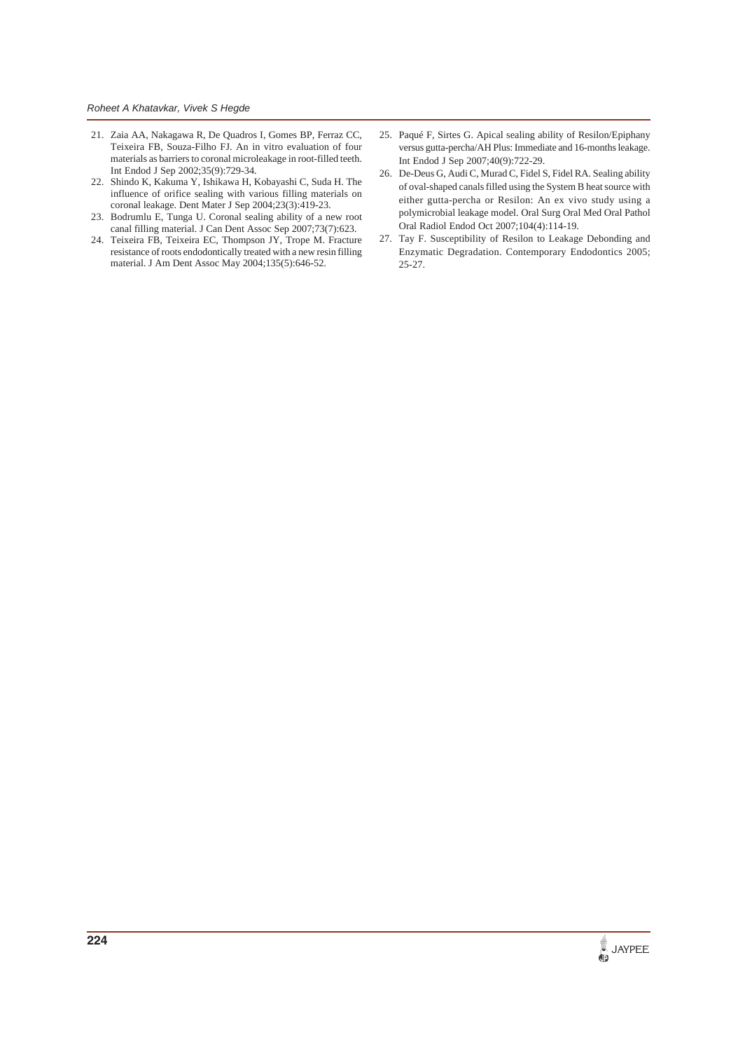21. Zaia AA, Nakagawa R, De Quadros I, Gomes BP, Ferraz CC, Teixeira FB, Souza-Filho FJ. An in vitro evaluation of four materials as barriers to coronal microleakage in root-filled teeth. Int Endod J Sep 2002;35(9):729-34.
22. Shindo K, Kakuma Y, Ishikawa H, Kobayashi C, Suda H. The influence of orifice sealing with various filling materials on coronal leakage. Dent Mater J Sep 2004;23(3):419-23.
23. Bodrumlu E, Tunga U. Coronal sealing ability of a new root canal filling material. J Can Dent Assoc Sep 2007;73(7):623.
24. Teixeira FB, Teixeira EC, Thompson JY, Trope M. Fracture resistance of roots endodontically treated with a new resin filling material. J Am Dent Assoc May 2004;135(5):646-52.
25. Paqué F, Sirtes G. Apical sealing ability of Resilon/Epiphany versus gutta-percha/AH Plus: Immediate and 16-months leakage. Int Endod J Sep 2007;40(9):722-29.
26. De-Deus G, Audi C, Murad C, Fidel S, Fidel RA. Sealing ability of oval-shaped canals filled using the System B heat source with either gutta-percha or Resilon: An ex vivo study using a polymicrobial leakage model. Oral Surg Oral Med Oral Pathol Oral Radiol Endod Oct 2007;104(4):114-19.
27. Tay F. Susceptibility of Resilon to Leakage Debonding and Enzymatic Degradation. Contemporary Endodontics 2005; 25-27.